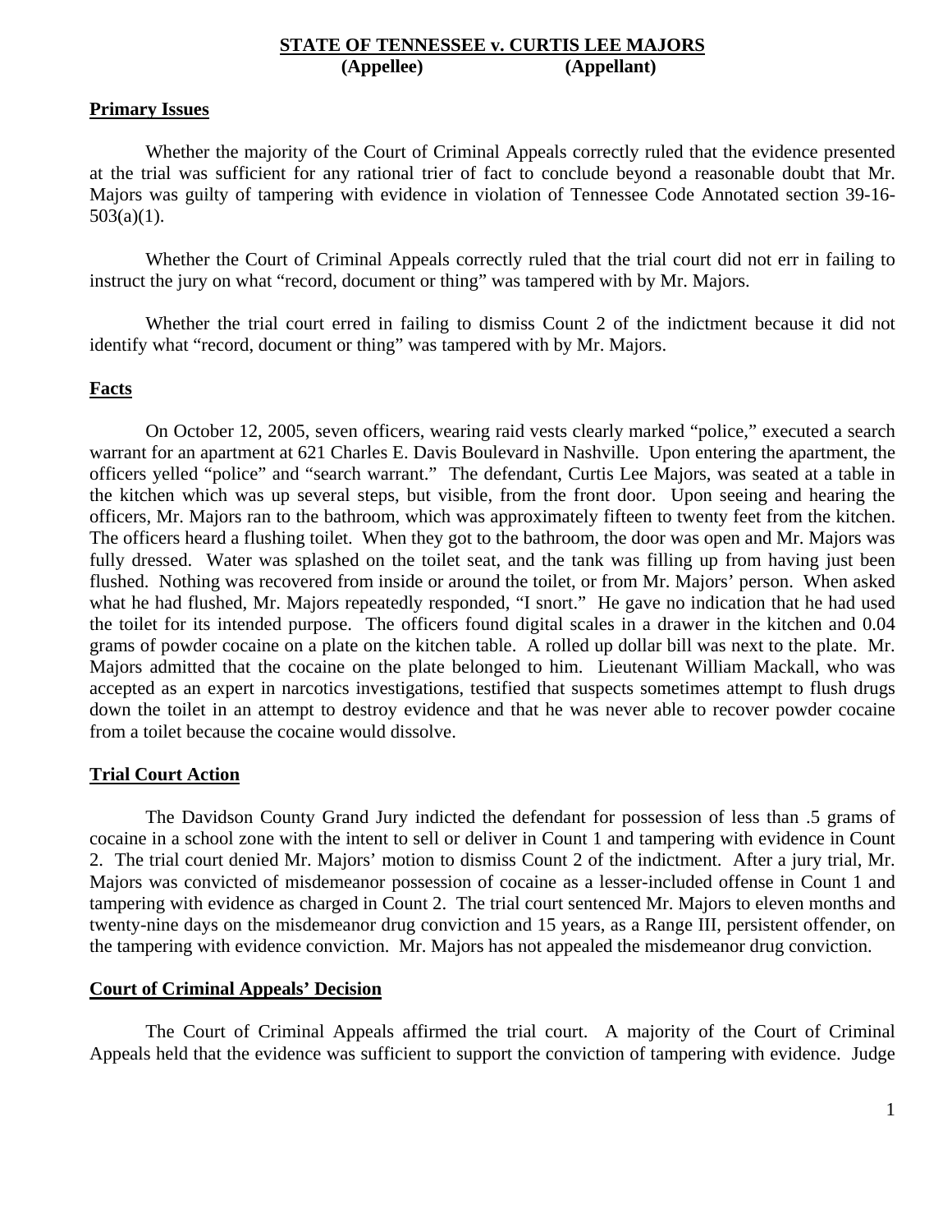**STATE OF TENNESSEE v. CURTIS LEE MAJORS**
**(Appellee) (Appellant)**

## Primary Issues

Whether the majority of the Court of Criminal Appeals correctly ruled that the evidence presented at the trial was sufficient for any rational trier of fact to conclude beyond a reasonable doubt that Mr. Majors was guilty of tampering with evidence in violation of Tennessee Code Annotated section 39-16-503(a)(1).

Whether the Court of Criminal Appeals correctly ruled that the trial court did not err in failing to instruct the jury on what "record, document or thing" was tampered with by Mr. Majors.

Whether the trial court erred in failing to dismiss Count 2 of the indictment because it did not identify what "record, document or thing" was tampered with by Mr. Majors.

## Facts

On October 12, 2005, seven officers, wearing raid vests clearly marked "police," executed a search warrant for an apartment at 621 Charles E. Davis Boulevard in Nashville. Upon entering the apartment, the officers yelled "police" and "search warrant." The defendant, Curtis Lee Majors, was seated at a table in the kitchen which was up several steps, but visible, from the front door. Upon seeing and hearing the officers, Mr. Majors ran to the bathroom, which was approximately fifteen to twenty feet from the kitchen. The officers heard a flushing toilet. When they got to the bathroom, the door was open and Mr. Majors was fully dressed. Water was splashed on the toilet seat, and the tank was filling up from having just been flushed. Nothing was recovered from inside or around the toilet, or from Mr. Majors' person. When asked what he had flushed, Mr. Majors repeatedly responded, "I snort." He gave no indication that he had used the toilet for its intended purpose. The officers found digital scales in a drawer in the kitchen and 0.04 grams of powder cocaine on a plate on the kitchen table. A rolled up dollar bill was next to the plate. Mr. Majors admitted that the cocaine on the plate belonged to him. Lieutenant William Mackall, who was accepted as an expert in narcotics investigations, testified that suspects sometimes attempt to flush drugs down the toilet in an attempt to destroy evidence and that he was never able to recover powder cocaine from a toilet because the cocaine would dissolve.

## Trial Court Action

The Davidson County Grand Jury indicted the defendant for possession of less than .5 grams of cocaine in a school zone with the intent to sell or deliver in Count 1 and tampering with evidence in Count 2. The trial court denied Mr. Majors' motion to dismiss Count 2 of the indictment. After a jury trial, Mr. Majors was convicted of misdemeanor possession of cocaine as a lesser-included offense in Count 1 and tampering with evidence as charged in Count 2. The trial court sentenced Mr. Majors to eleven months and twenty-nine days on the misdemeanor drug conviction and 15 years, as a Range III, persistent offender, on the tampering with evidence conviction. Mr. Majors has not appealed the misdemeanor drug conviction.

## Court of Criminal Appeals' Decision

The Court of Criminal Appeals affirmed the trial court. A majority of the Court of Criminal Appeals held that the evidence was sufficient to support the conviction of tampering with evidence. Judge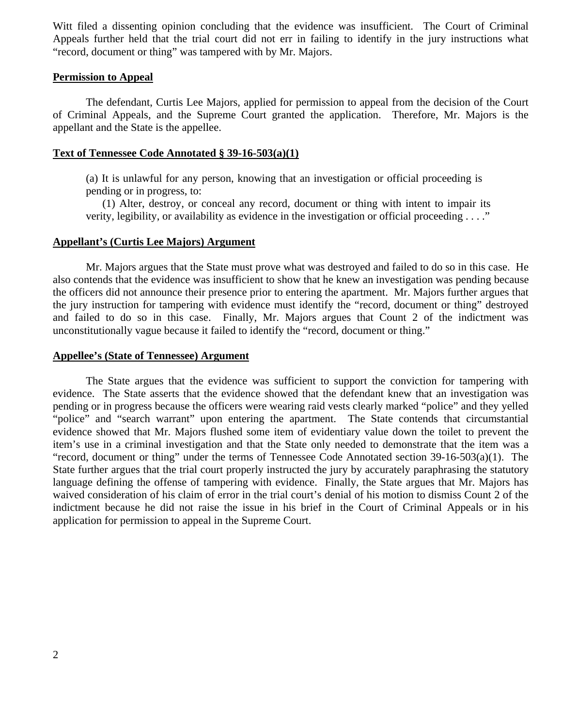Witt filed a dissenting opinion concluding that the evidence was insufficient. The Court of Criminal Appeals further held that the trial court did not err in failing to identify in the jury instructions what "record, document or thing" was tampered with by Mr. Majors.

**Permission to Appeal**

The defendant, Curtis Lee Majors, applied for permission to appeal from the decision of the Court of Criminal Appeals, and the Supreme Court granted the application. Therefore, Mr. Majors is the appellant and the State is the appellee.

**Text of Tennessee Code Annotated § 39-16-503(a)(1)**

> (a) It is unlawful for any person, knowing that an investigation or official proceeding is pending or in progress, to:
>
> (1) Alter, destroy, or conceal any record, document or thing with intent to impair its verity, legibility, or availability as evidence in the investigation or official proceeding . . . ."

**Appellant's (Curtis Lee Majors) Argument**

Mr. Majors argues that the State must prove what was destroyed and failed to do so in this case. He also contends that the evidence was insufficient to show that he knew an investigation was pending because the officers did not announce their presence prior to entering the apartment. Mr. Majors further argues that the jury instruction for tampering with evidence must identify the "record, document or thing" destroyed and failed to do so in this case. Finally, Mr. Majors argues that Count 2 of the indictment was unconstitutionally vague because it failed to identify the "record, document or thing."

**Appellee's (State of Tennessee) Argument**

The State argues that the evidence was sufficient to support the conviction for tampering with evidence. The State asserts that the evidence showed that the defendant knew that an investigation was pending or in progress because the officers were wearing raid vests clearly marked "police" and they yelled "police" and "search warrant" upon entering the apartment. The State contends that circumstantial evidence showed that Mr. Majors flushed some item of evidentiary value down the toilet to prevent the item's use in a criminal investigation and that the State only needed to demonstrate that the item was a "record, document or thing" under the terms of Tennessee Code Annotated section 39-16-503(a)(1). The State further argues that the trial court properly instructed the jury by accurately paraphrasing the statutory language defining the offense of tampering with evidence. Finally, the State argues that Mr. Majors has waived consideration of his claim of error in the trial court's denial of his motion to dismiss Count 2 of the indictment because he did not raise the issue in his brief in the Court of Criminal Appeals or in his application for permission to appeal in the Supreme Court.